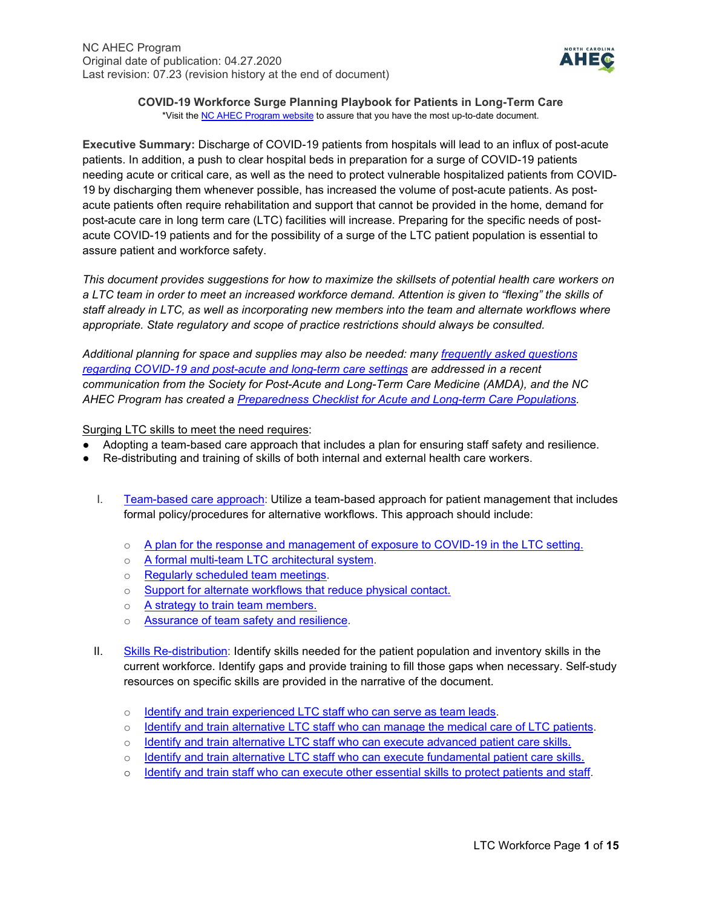NC AHEC Program
Original date of publication: 04.27.2020
Last revision: 07.23 (revision history at the end of document)

# COVID-19 Workforce Surge Planning Playbook for Patients in Long-Term Care

*Visit the NC AHEC Program website to assure that you have the most up-to-date document.

**Executive Summary:** Discharge of COVID-19 patients from hospitals will lead to an influx of post-acute patients. In addition, a push to clear hospital beds in preparation for a surge of COVID-19 patients needing acute or critical care, as well as the need to protect vulnerable hospitalized patients from COVID-19 by discharging them whenever possible, has increased the volume of post-acute patients. As post-acute patients often require rehabilitation and support that cannot be provided in the home, demand for post-acute care in long term care (LTC) facilities will increase. Preparing for the specific needs of post-acute COVID-19 patients and for the possibility of a surge of the LTC patient population is essential to assure patient and workforce safety.

*This document provides suggestions for how to maximize the skillsets of potential health care workers on a LTC team in order to meet an increased workforce demand. Attention is given to "flexing" the skills of staff already in LTC, as well as incorporating new members into the team and alternate workflows where appropriate. State regulatory and scope of practice restrictions should always be consulted.*

*Additional planning for space and supplies may also be needed: many frequently asked questions regarding COVID-19 and post-acute and long-term care settings are addressed in a recent communication from the Society for Post-Acute and Long-Term Care Medicine (AMDA), and the NC AHEC Program has created a Preparedness Checklist for Acute and Long-term Care Populations.*

Surging LTC skills to meet the need requires:

- Adopting a team-based care approach that includes a plan for ensuring staff safety and resilience.
- Re-distributing and training of skills of both internal and external health care workers.

I. Team-based care approach: Utilize a team-based approach for patient management that includes formal policy/procedures for alternative workflows. This approach should include:
   - A plan for the response and management of exposure to COVID-19 in the LTC setting.
   - A formal multi-team LTC architectural system.
   - Regularly scheduled team meetings.
   - Support for alternate workflows that reduce physical contact.
   - A strategy to train team members.
   - Assurance of team safety and resilience.

II. Skills Re-distribution: Identify skills needed for the patient population and inventory skills in the current workforce. Identify gaps and provide training to fill those gaps when necessary. Self-study resources on specific skills are provided in the narrative of the document.
   - Identify and train experienced LTC staff who can serve as team leads.
   - Identify and train alternative LTC staff who can manage the medical care of LTC patients.
   - Identify and train alternative LTC staff who can execute advanced patient care skills.
   - Identify and train alternative LTC staff who can execute fundamental patient care skills.
   - Identify and train staff who can execute other essential skills to protect patients and staff.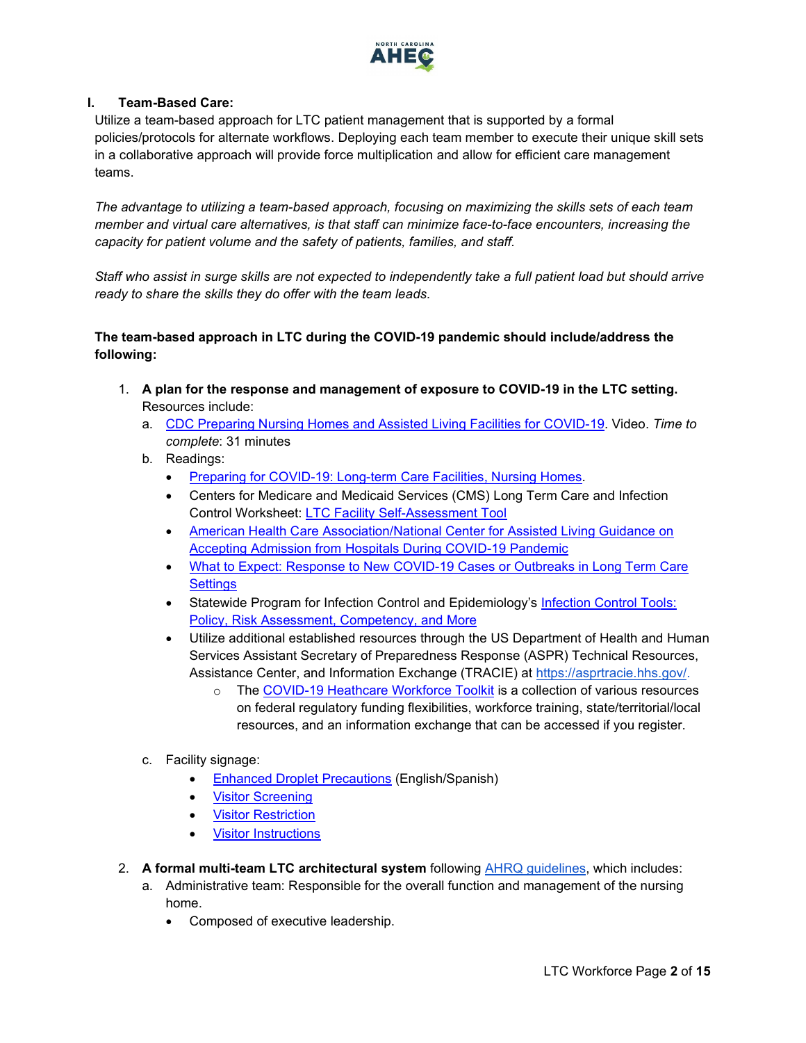## I. Team-Based Care:

Utilize a team-based approach for LTC patient management that is supported by a formal policies/protocols for alternate workflows. Deploying each team member to execute their unique skill sets in a collaborative approach will provide force multiplication and allow for efficient care management teams.

*The advantage to utilizing a team-based approach, focusing on maximizing the skills sets of each team member and virtual care alternatives, is that staff can minimize face-to-face encounters, increasing the capacity for patient volume and the safety of patients, families, and staff.*

*Staff who assist in surge skills are not expected to independently take a full patient load but should arrive ready to share the skills they do offer with the team leads.*

**The team-based approach in LTC during the COVID-19 pandemic should include/address the following:**

1. **A plan for the response and management of exposure to COVID-19 in the LTC setting.** Resources include:
   a. CDC Preparing Nursing Homes and Assisted Living Facilities for COVID-19. Video. *Time to complete*: 31 minutes
   b. Readings:
      - Preparing for COVID-19: Long-term Care Facilities, Nursing Homes.
      - Centers for Medicare and Medicaid Services (CMS) Long Term Care and Infection Control Worksheet: LTC Facility Self-Assessment Tool
      - American Health Care Association/National Center for Assisted Living Guidance on Accepting Admission from Hospitals During COVID-19 Pandemic
      - What to Expect: Response to New COVID-19 Cases or Outbreaks in Long Term Care Settings
      - Statewide Program for Infection Control and Epidemiology's Infection Control Tools: Policy, Risk Assessment, Competency, and More
      - Utilize additional established resources through the US Department of Health and Human Services Assistant Secretary of Preparedness Response (ASPR) Technical Resources, Assistance Center, and Information Exchange (TRACIE) at https://asprtracie.hhs.gov/.
         - The COVID-19 Heathcare Workforce Toolkit is a collection of various resources on federal regulatory funding flexibilities, workforce training, state/territorial/local resources, and an information exchange that can be accessed if you register.

   c. Facility signage:
      - Enhanced Droplet Precautions (English/Spanish)
      - Visitor Screening
      - Visitor Restriction
      - Visitor Instructions

2. **A formal multi-team LTC architectural system** following AHRQ guidelines, which includes:
   a. Administrative team: Responsible for the overall function and management of the nursing home.
      - Composed of executive leadership.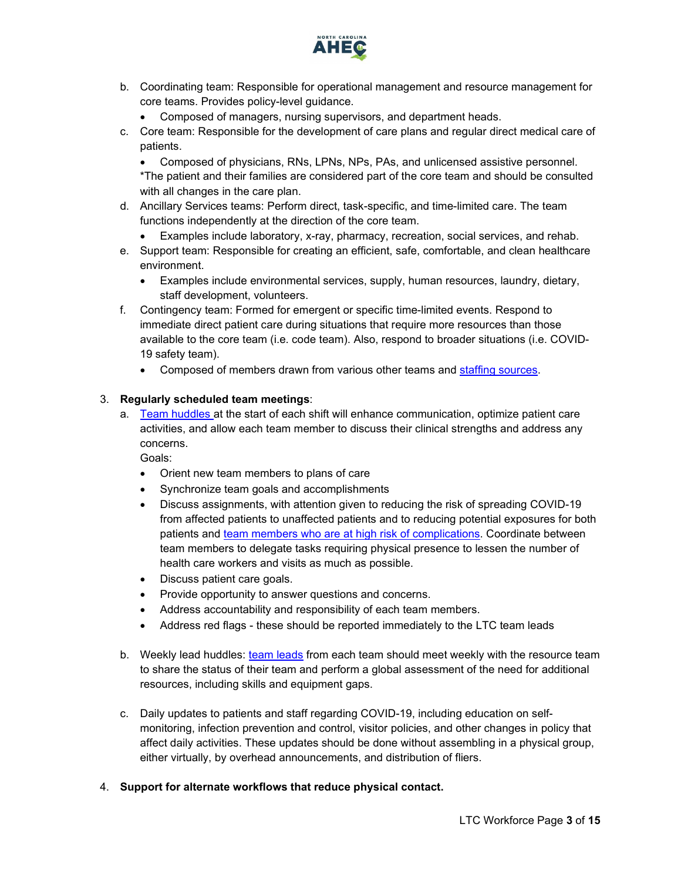b. Coordinating team: Responsible for operational management and resource management for core teams. Provides policy-level guidance.
   - Composed of managers, nursing supervisors, and department heads.
c. Core team: Responsible for the development of care plans and regular direct medical care of patients.
   - Composed of physicians, RNs, LPNs, NPs, PAs, and unlicensed assistive personnel.

   *The patient and their families are considered part of the core team and should be consulted with all changes in the care plan.
d. Ancillary Services teams: Perform direct, task-specific, and time-limited care. The team functions independently at the direction of the core team.
   - Examples include laboratory, x-ray, pharmacy, recreation, social services, and rehab.
e. Support team: Responsible for creating an efficient, safe, comfortable, and clean healthcare environment.
   - Examples include environmental services, supply, human resources, laundry, dietary, staff development, volunteers.
f. Contingency team: Formed for emergent or specific time-limited events. Respond to immediate direct patient care during situations that require more resources than those available to the core team (i.e. code team). Also, respond to broader situations (i.e. COVID-19 safety team).
   - Composed of members drawn from various other teams and staffing sources.

3. **Regularly scheduled team meetings**:
   a. Team huddles at the start of each shift will enhance communication, optimize patient care activities, and allow each team member to discuss their clinical strengths and address any concerns.

      Goals:
      - Orient new team members to plans of care
      - Synchronize team goals and accomplishments
      - Discuss assignments, with attention given to reducing the risk of spreading COVID-19 from affected patients to unaffected patients and to reducing potential exposures for both patients and team members who are at high risk of complications. Coordinate between team members to delegate tasks requiring physical presence to lessen the number of health care workers and visits as much as possible.
      - Discuss patient care goals.
      - Provide opportunity to answer questions and concerns.
      - Address accountability and responsibility of each team members.
      - Address red flags - these should be reported immediately to the LTC team leads

   b. Weekly lead huddles: team leads from each team should meet weekly with the resource team to share the status of their team and perform a global assessment of the need for additional resources, including skills and equipment gaps.

   c. Daily updates to patients and staff regarding COVID-19, including education on self-monitoring, infection prevention and control, visitor policies, and other changes in policy that affect daily activities. These updates should be done without assembling in a physical group, either virtually, by overhead announcements, and distribution of fliers.

4. **Support for alternate workflows that reduce physical contact.**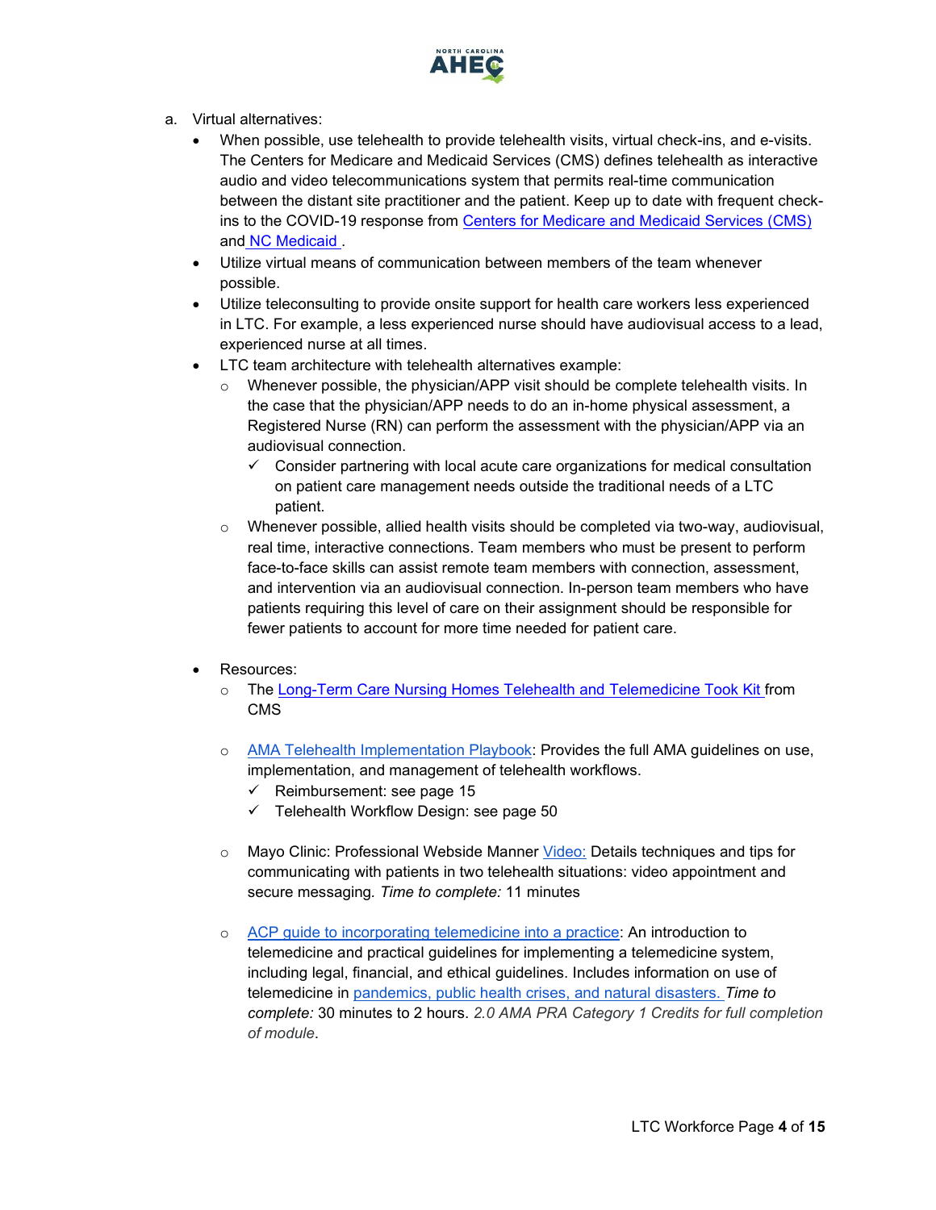a. Virtual alternatives:

- When possible, use telehealth to provide telehealth visits, virtual check-ins, and e-visits. The Centers for Medicare and Medicaid Services (CMS) defines telehealth as interactive audio and video telecommunications system that permits real-time communication between the distant site practitioner and the patient. Keep up to date with frequent check-ins to the COVID-19 response from Centers for Medicare and Medicaid Services (CMS) and NC Medicaid .
- Utilize virtual means of communication between members of the team whenever possible.
- Utilize teleconsulting to provide onsite support for health care workers less experienced in LTC. For example, a less experienced nurse should have audiovisual access to a lead, experienced nurse at all times.
- LTC team architecture with telehealth alternatives example:
  - Whenever possible, the physician/APP visit should be complete telehealth visits. In the case that the physician/APP needs to do an in-home physical assessment, a Registered Nurse (RN) can perform the assessment with the physician/APP via an audiovisual connection.
    - ✓ Consider partnering with local acute care organizations for medical consultation on patient care management needs outside the traditional needs of a LTC patient.
  - Whenever possible, allied health visits should be completed via two-way, audiovisual, real time, interactive connections. Team members who must be present to perform face-to-face skills can assist remote team members with connection, assessment, and intervention via an audiovisual connection. In-person team members who have patients requiring this level of care on their assignment should be responsible for fewer patients to account for more time needed for patient care.

- Resources:
  - The Long-Term Care Nursing Homes Telehealth and Telemedicine Took Kit from CMS
  - AMA Telehealth Implementation Playbook: Provides the full AMA guidelines on use, implementation, and management of telehealth workflows.
    - ✓ Reimbursement: see page 15
    - ✓ Telehealth Workflow Design: see page 50
  - Mayo Clinic: Professional Webside Manner Video: Details techniques and tips for communicating with patients in two telehealth situations: video appointment and secure messaging. *Time to complete:* 11 minutes
  - ACP guide to incorporating telemedicine into a practice: An introduction to telemedicine and practical guidelines for implementing a telemedicine system, including legal, financial, and ethical guidelines. Includes information on use of telemedicine in pandemics, public health crises, and natural disasters. *Time to complete:* 30 minutes to 2 hours. *2.0 AMA PRA Category 1 Credits for full completion of module*.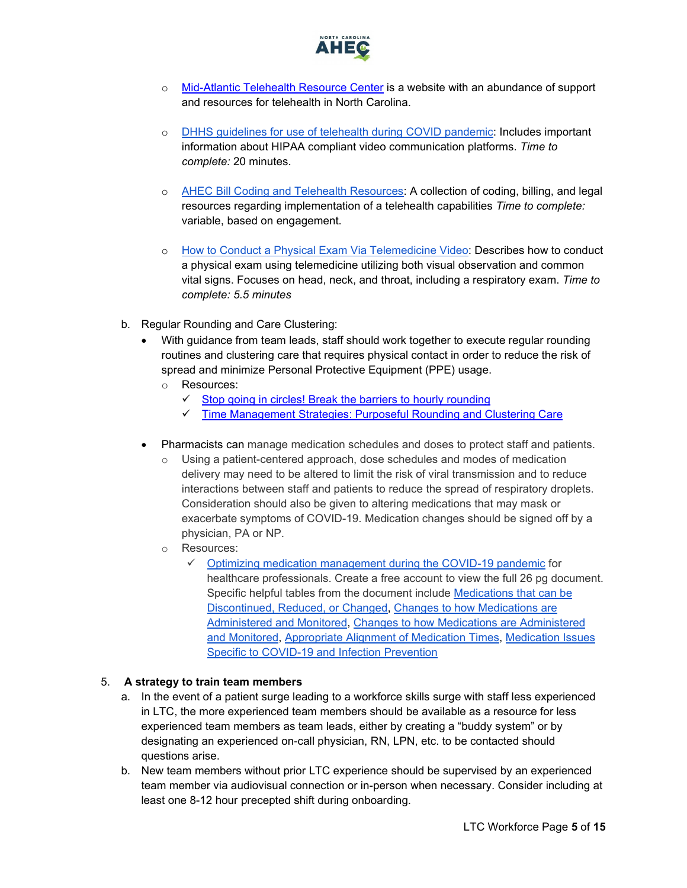- Mid-Atlantic Telehealth Resource Center is a website with an abundance of support and resources for telehealth in North Carolina.

- DHHS guidelines for use of telehealth during COVID pandemic: Includes important information about HIPAA compliant video communication platforms. *Time to complete:* 20 minutes.

- AHEC Bill Coding and Telehealth Resources: A collection of coding, billing, and legal resources regarding implementation of a telehealth capabilities *Time to complete:* variable, based on engagement.

- How to Conduct a Physical Exam Via Telemedicine Video: Describes how to conduct a physical exam using telemedicine utilizing both visual observation and common vital signs. Focuses on head, neck, and throat, including a respiratory exam. *Time to complete: 5.5 minutes*

b. Regular Rounding and Care Clustering:
   - With guidance from team leads, staff should work together to execute regular rounding routines and clustering care that requires physical contact in order to reduce the risk of spread and minimize Personal Protective Equipment (PPE) usage.
     - Resources:
       - ✓ Stop going in circles! Break the barriers to hourly rounding
       - ✓ Time Management Strategies: Purposeful Rounding and Clustering Care

   - Pharmacists can manage medication schedules and doses to protect staff and patients.
     - Using a patient-centered approach, dose schedules and modes of medication delivery may need to be altered to limit the risk of viral transmission and to reduce interactions between staff and patients to reduce the spread of respiratory droplets. Consideration should also be given to altering medications that may mask or exacerbate symptoms of COVID-19. Medication changes should be signed off by a physician, PA or NP.
     - Resources:
       - ✓ Optimizing medication management during the COVID-19 pandemic for healthcare professionals. Create a free account to view the full 26 pg document. Specific helpful tables from the document include Medications that can be Discontinued, Reduced, or Changed, Changes to how Medications are Administered and Monitored, Changes to how Medications are Administered and Monitored, Appropriate Alignment of Medication Times, Medication Issues Specific to COVID-19 and Infection Prevention

5. **A strategy to train team members**
   a. In the event of a patient surge leading to a workforce skills surge with staff less experienced in LTC, the more experienced team members should be available as a resource for less experienced team members as team leads, either by creating a "buddy system" or by designating an experienced on-call physician, RN, LPN, etc. to be contacted should questions arise.
   b. New team members without prior LTC experience should be supervised by an experienced team member via audiovisual connection or in-person when necessary. Consider including at least one 8-12 hour precepted shift during onboarding.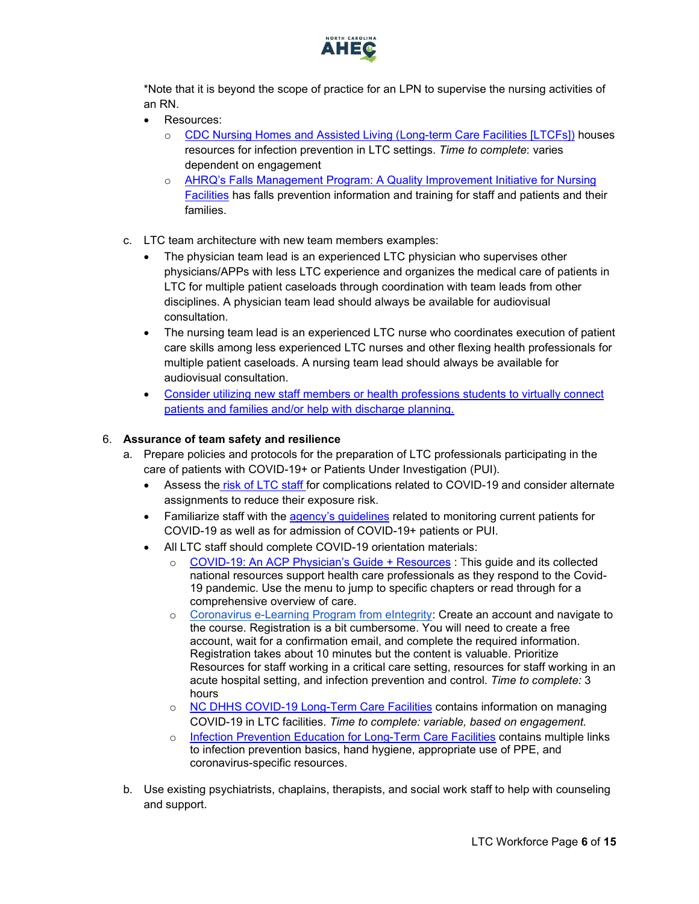*Note that it is beyond the scope of practice for an LPN to supervise the nursing activities of an RN.

- Resources:
  - CDC Nursing Homes and Assisted Living (Long-term Care Facilities [LTCFs]) houses resources for infection prevention in LTC settings. *Time to complete*: varies dependent on engagement
  - AHRQ's Falls Management Program: A Quality Improvement Initiative for Nursing Facilities has falls prevention information and training for staff and patients and their families.

c. LTC team architecture with new team members examples:

- The physician team lead is an experienced LTC physician who supervises other physicians/APPs with less LTC experience and organizes the medical care of patients in LTC for multiple patient caseloads through coordination with team leads from other disciplines. A physician team lead should always be available for audiovisual consultation.
- The nursing team lead is an experienced LTC nurse who coordinates execution of patient care skills among less experienced LTC nurses and other flexing health professionals for multiple patient caseloads. A nursing team lead should always be available for audiovisual consultation.
- Consider utilizing new staff members or health professions students to virtually connect patients and families and/or help with discharge planning.

6. **Assurance of team safety and resilience**

a. Prepare policies and protocols for the preparation of LTC professionals participating in the care of patients with COVID-19+ or Patients Under Investigation (PUI).

- Assess the risk of LTC staff for complications related to COVID-19 and consider alternate assignments to reduce their exposure risk.
- Familiarize staff with the agency's guidelines related to monitoring current patients for COVID-19 as well as for admission of COVID-19+ patients or PUI.
- All LTC staff should complete COVID-19 orientation materials:
  - COVID-19: An ACP Physician's Guide + Resources : This guide and its collected national resources support health care professionals as they respond to the Covid-19 pandemic. Use the menu to jump to specific chapters or read through for a comprehensive overview of care.
  - Coronavirus e-Learning Program from eIntegrity: Create an account and navigate to the course. Registration is a bit cumbersome. You will need to create a free account, wait for a confirmation email, and complete the required information. Registration takes about 10 minutes but the content is valuable. Prioritize Resources for staff working in a critical care setting, resources for staff working in an acute hospital setting, and infection prevention and control. *Time to complete:* 3 hours
  - NC DHHS COVID-19 Long-Term Care Facilities contains information on managing COVID-19 in LTC facilities. *Time to complete: variable, based on engagement.*
  - Infection Prevention Education for Long-Term Care Facilities contains multiple links to infection prevention basics, hand hygiene, appropriate use of PPE, and coronavirus-specific resources.

b. Use existing psychiatrists, chaplains, therapists, and social work staff to help with counseling and support.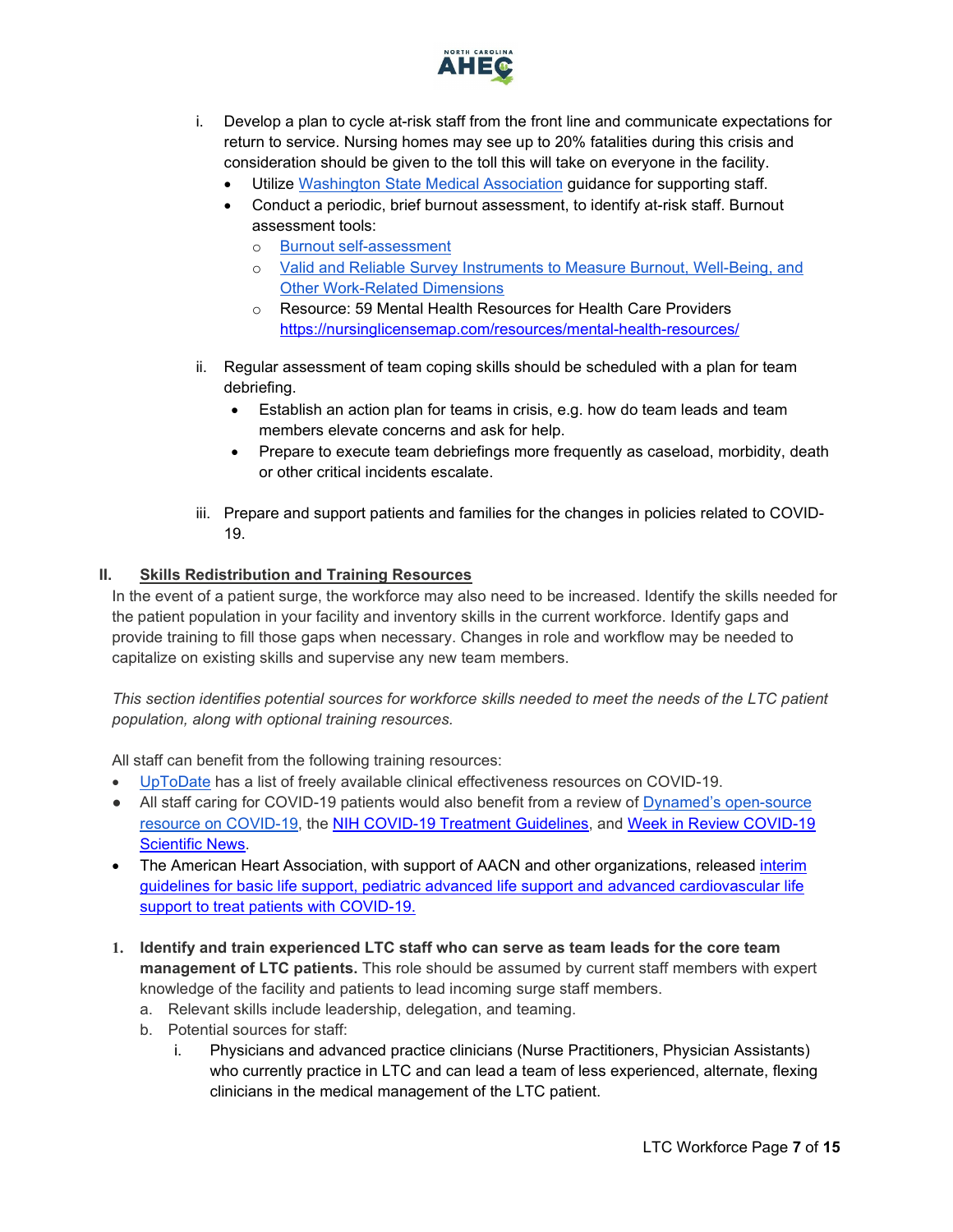i. Develop a plan to cycle at-risk staff from the front line and communicate expectations for return to service. Nursing homes may see up to 20% fatalities during this crisis and consideration should be given to the toll this will take on everyone in the facility.
   - Utilize Washington State Medical Association guidance for supporting staff.
   - Conduct a periodic, brief burnout assessment, to identify at-risk staff. Burnout assessment tools:
     - Burnout self-assessment
     - Valid and Reliable Survey Instruments to Measure Burnout, Well-Being, and Other Work-Related Dimensions
     - Resource: 59 Mental Health Resources for Health Care Providers https://nursinglicensemap.com/resources/mental-health-resources/

ii. Regular assessment of team coping skills should be scheduled with a plan for team debriefing.
   - Establish an action plan for teams in crisis, e.g. how do team leads and team members elevate concerns and ask for help.
   - Prepare to execute team debriefings more frequently as caseload, morbidity, death or other critical incidents escalate.

iii. Prepare and support patients and families for the changes in policies related to COVID-19.

## II. Skills Redistribution and Training Resources

In the event of a patient surge, the workforce may also need to be increased. Identify the skills needed for the patient population in your facility and inventory skills in the current workforce. Identify gaps and provide training to fill those gaps when necessary. Changes in role and workflow may be needed to capitalize on existing skills and supervise any new team members.

*This section identifies potential sources for workforce skills needed to meet the needs of the LTC patient population, along with optional training resources.*

All staff can benefit from the following training resources:

- UpToDate has a list of freely available clinical effectiveness resources on COVID-19.
- All staff caring for COVID-19 patients would also benefit from a review of Dynamed's open-source resource on COVID-19, the NIH COVID-19 Treatment Guidelines, and Week in Review COVID-19 Scientific News.
- The American Heart Association, with support of AACN and other organizations, released interim guidelines for basic life support, pediatric advanced life support and advanced cardiovascular life support to treat patients with COVID-19.

1. **Identify and train experienced LTC staff who can serve as team leads for the core team management of LTC patients.** This role should be assumed by current staff members with expert knowledge of the facility and patients to lead incoming surge staff members.
   a. Relevant skills include leadership, delegation, and teaming.
   b. Potential sources for staff:
      i. Physicians and advanced practice clinicians (Nurse Practitioners, Physician Assistants) who currently practice in LTC and can lead a team of less experienced, alternate, flexing clinicians in the medical management of the LTC patient.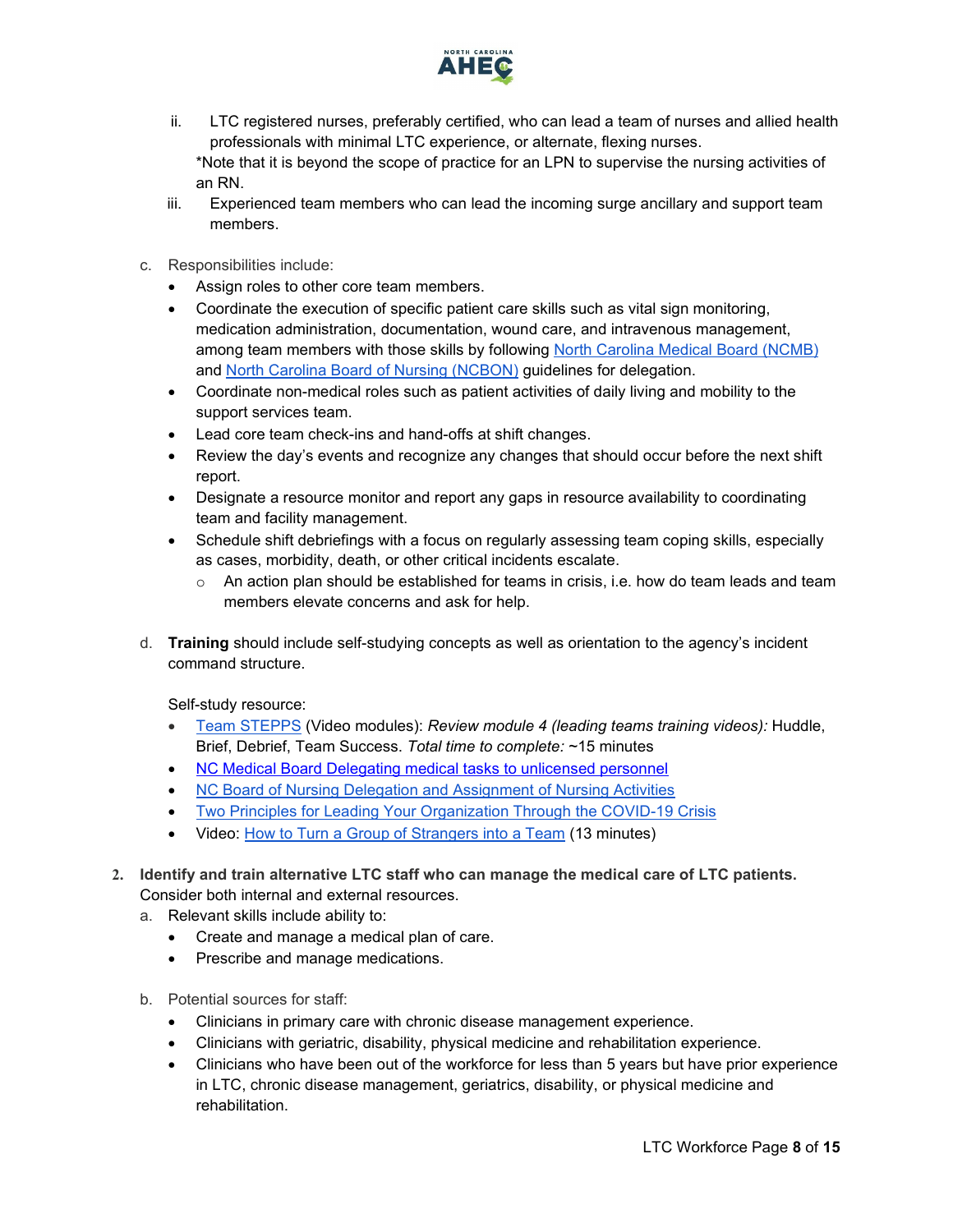ii. LTC registered nurses, preferably certified, who can lead a team of nurses and allied health professionals with minimal LTC experience, or alternate, flexing nurses.
*Note that it is beyond the scope of practice for an LPN to supervise the nursing activities of an RN.

iii. Experienced team members who can lead the incoming surge ancillary and support team members.

c. Responsibilities include:
- Assign roles to other core team members.
- Coordinate the execution of specific patient care skills such as vital sign monitoring, medication administration, documentation, wound care, and intravenous management, among team members with those skills by following North Carolina Medical Board (NCMB) and North Carolina Board of Nursing (NCBON) guidelines for delegation.
- Coordinate non-medical roles such as patient activities of daily living and mobility to the support services team.
- Lead core team check-ins and hand-offs at shift changes.
- Review the day's events and recognize any changes that should occur before the next shift report.
- Designate a resource monitor and report any gaps in resource availability to coordinating team and facility management.
- Schedule shift debriefings with a focus on regularly assessing team coping skills, especially as cases, morbidity, death, or other critical incidents escalate.
  - An action plan should be established for teams in crisis, i.e. how do team leads and team members elevate concerns and ask for help.

d. **Training** should include self-studying concepts as well as orientation to the agency's incident command structure.

Self-study resource:
- Team STEPPS (Video modules): *Review module 4 (leading teams training videos):* Huddle, Brief, Debrief, Team Success. *Total time to complete:* ~15 minutes
- NC Medical Board Delegating medical tasks to unlicensed personnel
- NC Board of Nursing Delegation and Assignment of Nursing Activities
- Two Principles for Leading Your Organization Through the COVID-19 Crisis
- Video: How to Turn a Group of Strangers into a Team (13 minutes)

2. **Identify and train alternative LTC staff who can manage the medical care of LTC patients.** Consider both internal and external resources.

a. Relevant skills include ability to:
- Create and manage a medical plan of care.
- Prescribe and manage medications.

b. Potential sources for staff:
- Clinicians in primary care with chronic disease management experience.
- Clinicians with geriatric, disability, physical medicine and rehabilitation experience.
- Clinicians who have been out of the workforce for less than 5 years but have prior experience in LTC, chronic disease management, geriatrics, disability, or physical medicine and rehabilitation.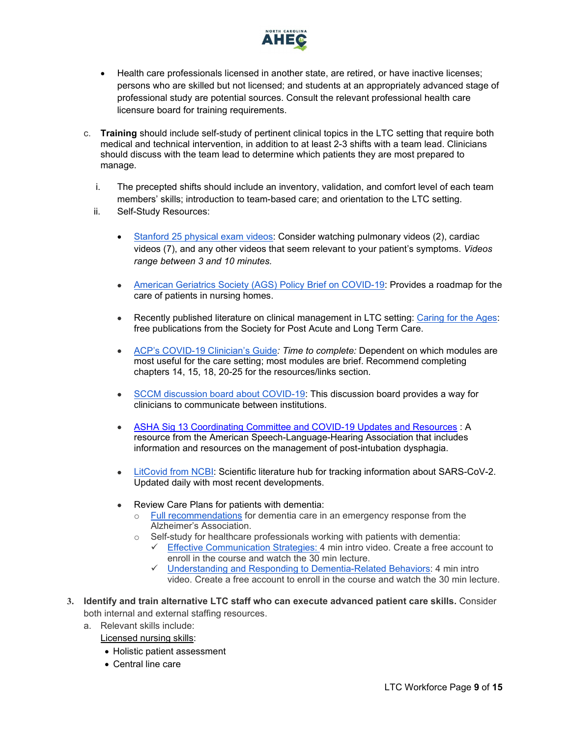- Health care professionals licensed in another state, are retired, or have inactive licenses; persons who are skilled but not licensed; and students at an appropriately advanced stage of professional study are potential sources. Consult the relevant professional health care licensure board for training requirements.

c. **Training** should include self-study of pertinent clinical topics in the LTC setting that require both medical and technical intervention, in addition to at least 2-3 shifts with a team lead. Clinicians should discuss with the team lead to determine which patients they are most prepared to manage.

   i. The precepted shifts should include an inventory, validation, and comfort level of each team members' skills; introduction to team-based care; and orientation to the LTC setting.

   ii. Self-Study Resources:

      - Stanford 25 physical exam videos: Consider watching pulmonary videos (2), cardiac videos (7), and any other videos that seem relevant to your patient's symptoms. *Videos range between 3 and 10 minutes.*
      - American Geriatrics Society (AGS) Policy Brief on COVID-19: Provides a roadmap for the care of patients in nursing homes.
      - Recently published literature on clinical management in LTC setting: Caring for the Ages: free publications from the Society for Post Acute and Long Term Care.
      - ACP's COVID-19 Clinician's Guide*: Time to complete:* Dependent on which modules are most useful for the care setting; most modules are brief. Recommend completing chapters 14, 15, 18, 20-25 for the resources/links section.
      - SCCM discussion board about COVID-19: This discussion board provides a way for clinicians to communicate between institutions.
      - ASHA Sig 13 Coordinating Committee and COVID-19 Updates and Resources : A resource from the American Speech-Language-Hearing Association that includes information and resources on the management of post-intubation dysphagia.
      - LitCovid from NCBI: Scientific literature hub for tracking information about SARS-CoV-2. Updated daily with most recent developments.
      - Review Care Plans for patients with dementia:
        - Full recommendations for dementia care in an emergency response from the Alzheimer's Association.
        - Self-study for healthcare professionals working with patients with dementia:
          - ✓ Effective Communication Strategies: 4 min intro video. Create a free account to enroll in the course and watch the 30 min lecture.
          - ✓ Understanding and Responding to Dementia-Related Behaviors: 4 min intro video. Create a free account to enroll in the course and watch the 30 min lecture.

3. **Identify and train alternative LTC staff who can execute advanced patient care skills.** Consider both internal and external staffing resources.

   a. Relevant skills include:

      <u>Licensed nursing skills</u>:

      - Holistic patient assessment
      - Central line care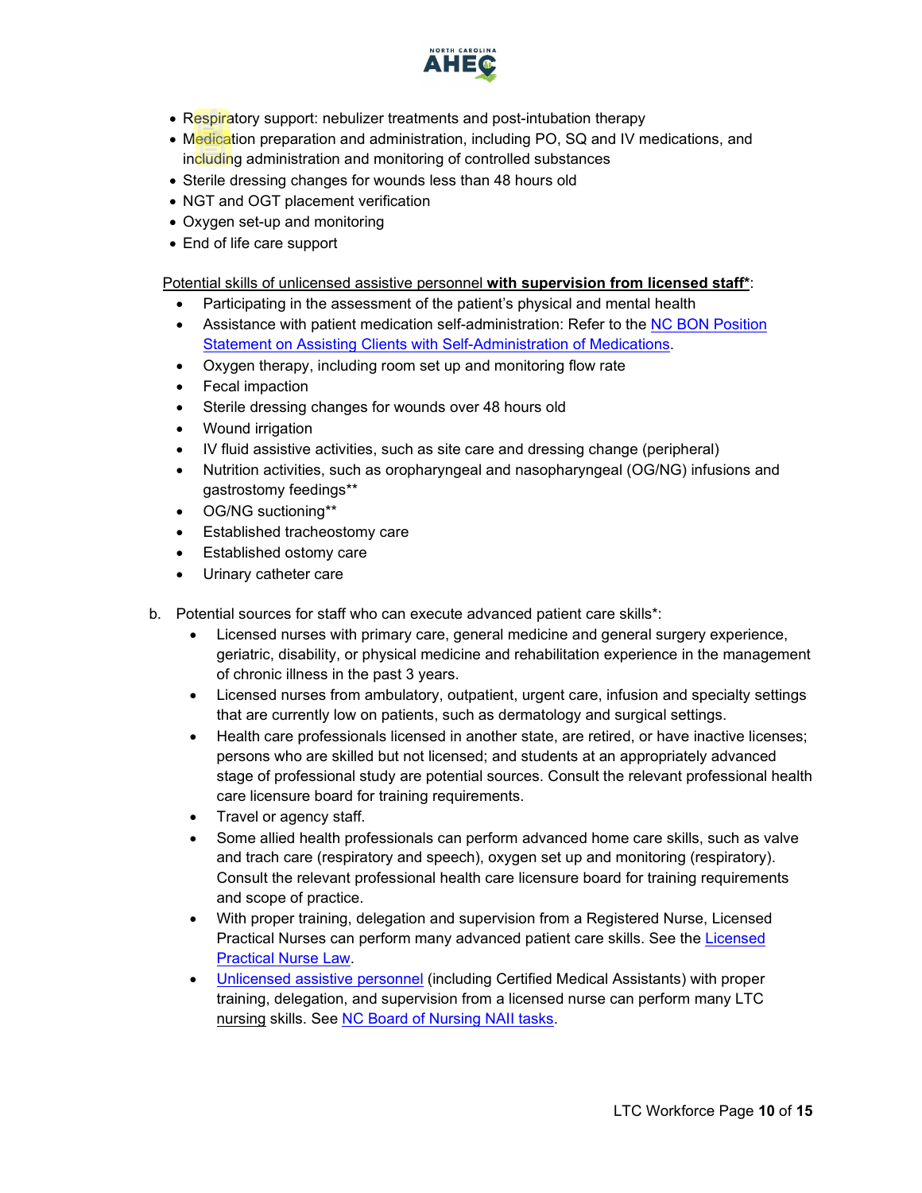- Respiratory support: nebulizer treatments and post-intubation therapy
- Medication preparation and administration, including PO, SQ and IV medications, and including administration and monitoring of controlled substances
- Sterile dressing changes for wounds less than 48 hours old
- NGT and OGT placement verification
- Oxygen set-up and monitoring
- End of life care support

Potential skills of unlicensed assistive personnel **with supervision from licensed staff***:

- Participating in the assessment of the patient's physical and mental health
- Assistance with patient medication self-administration: Refer to the [NC BON Position Statement on Assisting Clients with Self-Administration of Medications]().
- Oxygen therapy, including room set up and monitoring flow rate
- Fecal impaction
- Sterile dressing changes for wounds over 48 hours old
- Wound irrigation
- IV fluid assistive activities, such as site care and dressing change (peripheral)
- Nutrition activities, such as oropharyngeal and nasopharyngeal (OG/NG) infusions and gastrostomy feedings**
- OG/NG suctioning**
- Established tracheostomy care
- Established ostomy care
- Urinary catheter care

b. Potential sources for staff who can execute advanced patient care skills*:

- Licensed nurses with primary care, general medicine and general surgery experience, geriatric, disability, or physical medicine and rehabilitation experience in the management of chronic illness in the past 3 years.
- Licensed nurses from ambulatory, outpatient, urgent care, infusion and specialty settings that are currently low on patients, such as dermatology and surgical settings.
- Health care professionals licensed in another state, are retired, or have inactive licenses; persons who are skilled but not licensed; and students at an appropriately advanced stage of professional study are potential sources. Consult the relevant professional health care licensure board for training requirements.
- Travel or agency staff.
- Some allied health professionals can perform advanced home care skills, such as valve and trach care (respiratory and speech), oxygen set up and monitoring (respiratory). Consult the relevant professional health care licensure board for training requirements and scope of practice.
- With proper training, delegation and supervision from a Registered Nurse, Licensed Practical Nurses can perform many advanced patient care skills. See the [Licensed Practical Nurse Law]().
- [Unlicensed assistive personnel]() (including Certified Medical Assistants) with proper training, delegation, and supervision from a licensed nurse can perform many LTC nursing skills. See [NC Board of Nursing NAII tasks]().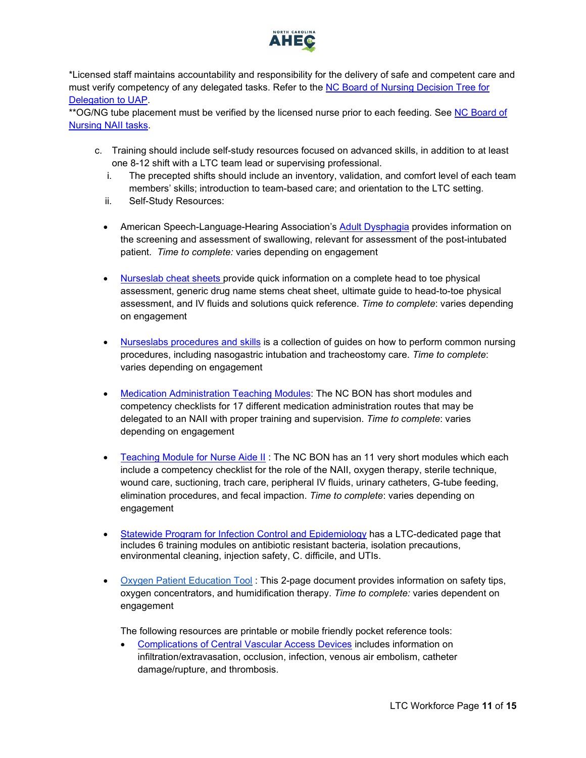*Licensed staff maintains accountability and responsibility for the delivery of safe and competent care and must verify competency of any delegated tasks. Refer to the NC Board of Nursing Decision Tree for Delegation to UAP.

**OG/NG tube placement must be verified by the licensed nurse prior to each feeding. See NC Board of Nursing NAII tasks.

c. Training should include self-study resources focused on advanced skills, in addition to at least one 8-12 shift with a LTC team lead or supervising professional.
   i. The precepted shifts should include an inventory, validation, and comfort level of each team members' skills; introduction to team-based care; and orientation to the LTC setting.
   ii. Self-Study Resources:

- American Speech-Language-Hearing Association's Adult Dysphagia provides information on the screening and assessment of swallowing, relevant for assessment of the post-intubated patient. *Time to complete:* varies depending on engagement

- Nurseslab cheat sheets provide quick information on a complete head to toe physical assessment, generic drug name stems cheat sheet, ultimate guide to head-to-toe physical assessment, and IV fluids and solutions quick reference. *Time to complete*: varies depending on engagement

- Nurseslabs procedures and skills is a collection of guides on how to perform common nursing procedures, including nasogastric intubation and tracheostomy care. *Time to complete*: varies depending on engagement

- Medication Administration Teaching Modules: The NC BON has short modules and competency checklists for 17 different medication administration routes that may be delegated to an NAII with proper training and supervision. *Time to complete*: varies depending on engagement

- Teaching Module for Nurse Aide II : The NC BON has an 11 very short modules which each include a competency checklist for the role of the NAII, oxygen therapy, sterile technique, wound care, suctioning, trach care, peripheral IV fluids, urinary catheters, G-tube feeding, elimination procedures, and fecal impaction. *Time to complete*: varies depending on engagement

- Statewide Program for Infection Control and Epidemiology has a LTC-dedicated page that includes 6 training modules on antibiotic resistant bacteria, isolation precautions, environmental cleaning, injection safety, C. difficile, and UTIs.

- Oxygen Patient Education Tool : This 2-page document provides information on safety tips, oxygen concentrators, and humidification therapy. *Time to complete:* varies dependent on engagement

  The following resources are printable or mobile friendly pocket reference tools:

  - Complications of Central Vascular Access Devices includes information on infiltration/extravasation, occlusion, infection, venous air embolism, catheter damage/rupture, and thrombosis.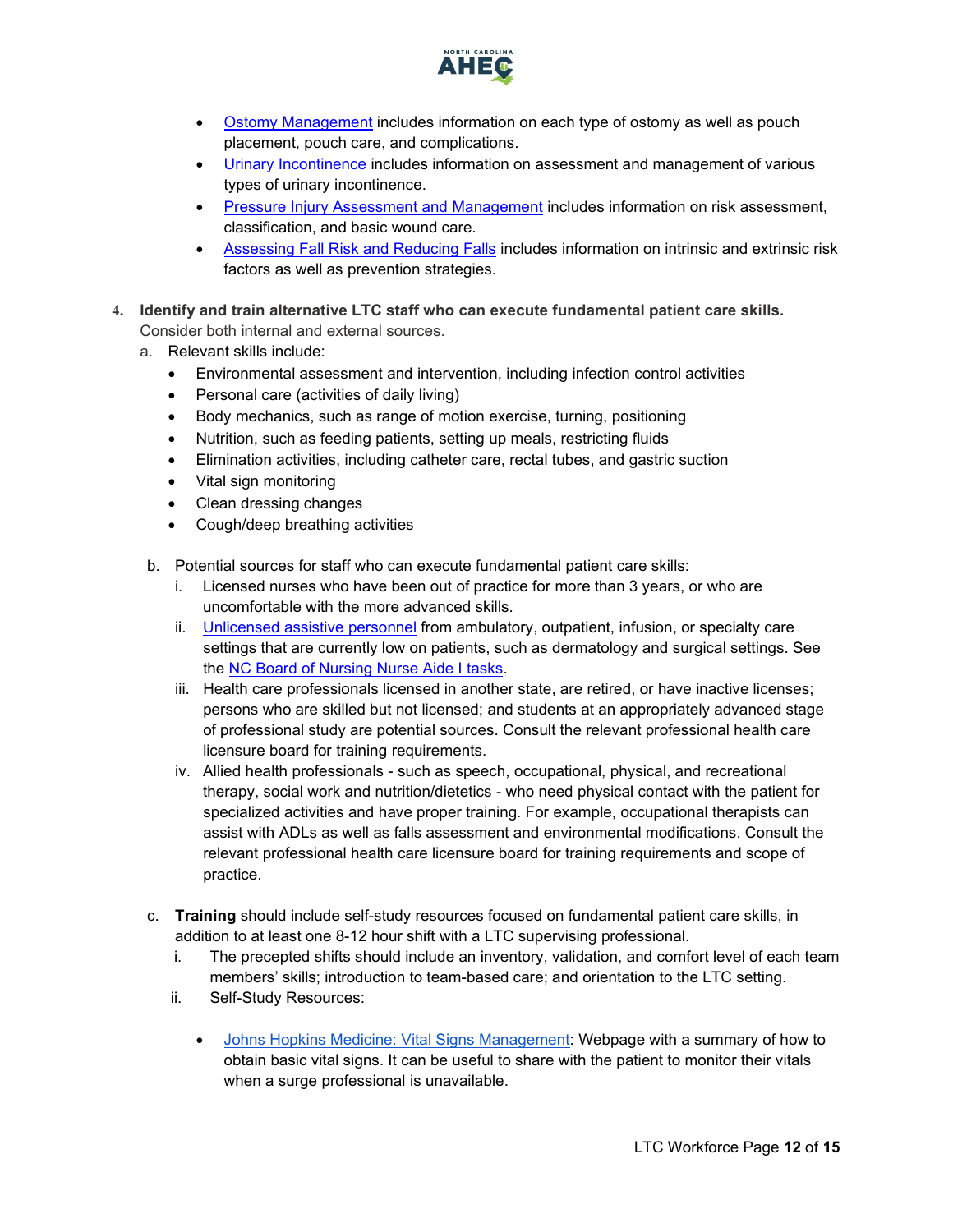- Ostomy Management includes information on each type of ostomy as well as pouch placement, pouch care, and complications.
- Urinary Incontinence includes information on assessment and management of various types of urinary incontinence.
- Pressure Injury Assessment and Management includes information on risk assessment, classification, and basic wound care.
- Assessing Fall Risk and Reducing Falls includes information on intrinsic and extrinsic risk factors as well as prevention strategies.

4. **Identify and train alternative LTC staff who can execute fundamental patient care skills.** Consider both internal and external sources.

   a. Relevant skills include:
      - Environmental assessment and intervention, including infection control activities
      - Personal care (activities of daily living)
      - Body mechanics, such as range of motion exercise, turning, positioning
      - Nutrition, such as feeding patients, setting up meals, restricting fluids
      - Elimination activities, including catheter care, rectal tubes, and gastric suction
      - Vital sign monitoring
      - Clean dressing changes
      - Cough/deep breathing activities

   b. Potential sources for staff who can execute fundamental patient care skills:
      i. Licensed nurses who have been out of practice for more than 3 years, or who are uncomfortable with the more advanced skills.
      ii. Unlicensed assistive personnel from ambulatory, outpatient, infusion, or specialty care settings that are currently low on patients, such as dermatology and surgical settings. See the NC Board of Nursing Nurse Aide I tasks.
      iii. Health care professionals licensed in another state, are retired, or have inactive licenses; persons who are skilled but not licensed; and students at an appropriately advanced stage of professional study are potential sources. Consult the relevant professional health care licensure board for training requirements.
      iv. Allied health professionals - such as speech, occupational, physical, and recreational therapy, social work and nutrition/dietetics - who need physical contact with the patient for specialized activities and have proper training. For example, occupational therapists can assist with ADLs as well as falls assessment and environmental modifications. Consult the relevant professional health care licensure board for training requirements and scope of practice.

   c. **Training** should include self-study resources focused on fundamental patient care skills, in addition to at least one 8-12 hour shift with a LTC supervising professional.
      i. The precepted shifts should include an inventory, validation, and comfort level of each team members' skills; introduction to team-based care; and orientation to the LTC setting.
      ii. Self-Study Resources:
         - Johns Hopkins Medicine: Vital Signs Management: Webpage with a summary of how to obtain basic vital signs. It can be useful to share with the patient to monitor their vitals when a surge professional is unavailable.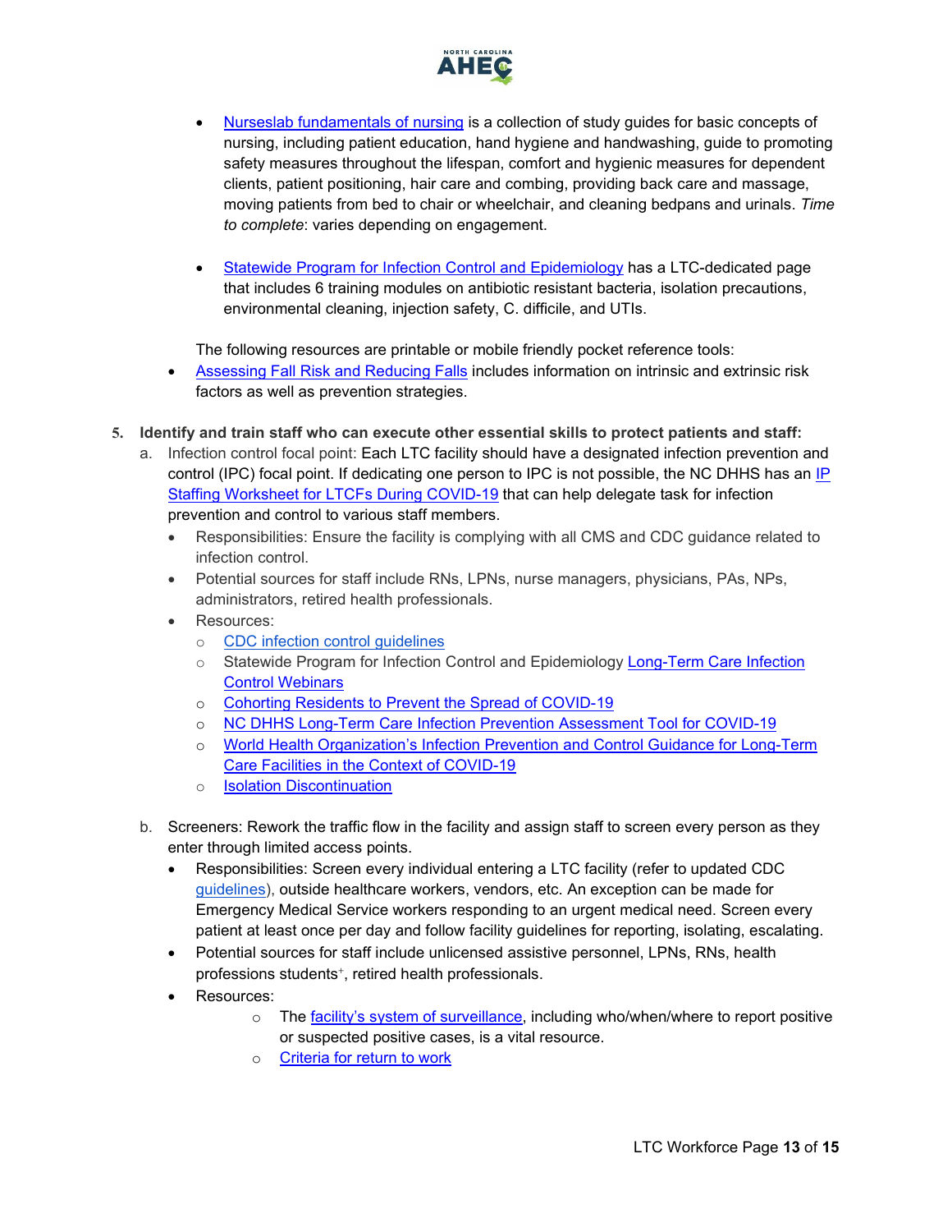- Nurseslab fundamentals of nursing is a collection of study guides for basic concepts of nursing, including patient education, hand hygiene and handwashing, guide to promoting safety measures throughout the lifespan, comfort and hygienic measures for dependent clients, patient positioning, hair care and combing, providing back care and massage, moving patients from bed to chair or wheelchair, and cleaning bedpans and urinals. *Time to complete*: varies depending on engagement.

- Statewide Program for Infection Control and Epidemiology has a LTC-dedicated page that includes 6 training modules on antibiotic resistant bacteria, isolation precautions, environmental cleaning, injection safety, C. difficile, and UTIs.

The following resources are printable or mobile friendly pocket reference tools:

- Assessing Fall Risk and Reducing Falls includes information on intrinsic and extrinsic risk factors as well as prevention strategies.

5. **Identify and train staff who can execute other essential skills to protect patients and staff:**
   a. Infection control focal point: Each LTC facility should have a designated infection prevention and control (IPC) focal point. If dedicating one person to IPC is not possible, the NC DHHS has an IP Staffing Worksheet for LTCFs During COVID-19 that can help delegate task for infection prevention and control to various staff members.
      - Responsibilities: Ensure the facility is complying with all CMS and CDC guidance related to infection control.
      - Potential sources for staff include RNs, LPNs, nurse managers, physicians, PAs, NPs, administrators, retired health professionals.
      - Resources:
        - CDC infection control guidelines
        - Statewide Program for Infection Control and Epidemiology Long-Term Care Infection Control Webinars
        - Cohorting Residents to Prevent the Spread of COVID-19
        - NC DHHS Long-Term Care Infection Prevention Assessment Tool for COVID-19
        - World Health Organization's Infection Prevention and Control Guidance for Long-Term Care Facilities in the Context of COVID-19
        - Isolation Discontinuation

   b. Screeners: Rework the traffic flow in the facility and assign staff to screen every person as they enter through limited access points.
      - Responsibilities: Screen every individual entering a LTC facility (refer to updated CDC guidelines), outside healthcare workers, vendors, etc. An exception can be made for Emergency Medical Service workers responding to an urgent medical need. Screen every patient at least once per day and follow facility guidelines for reporting, isolating, escalating.
      - Potential sources for staff include unlicensed assistive personnel, LPNs, RNs, health professions students⁺, retired health professionals.
      - Resources:
        - The facility's system of surveillance, including who/when/where to report positive or suspected positive cases, is a vital resource.
        - Criteria for return to work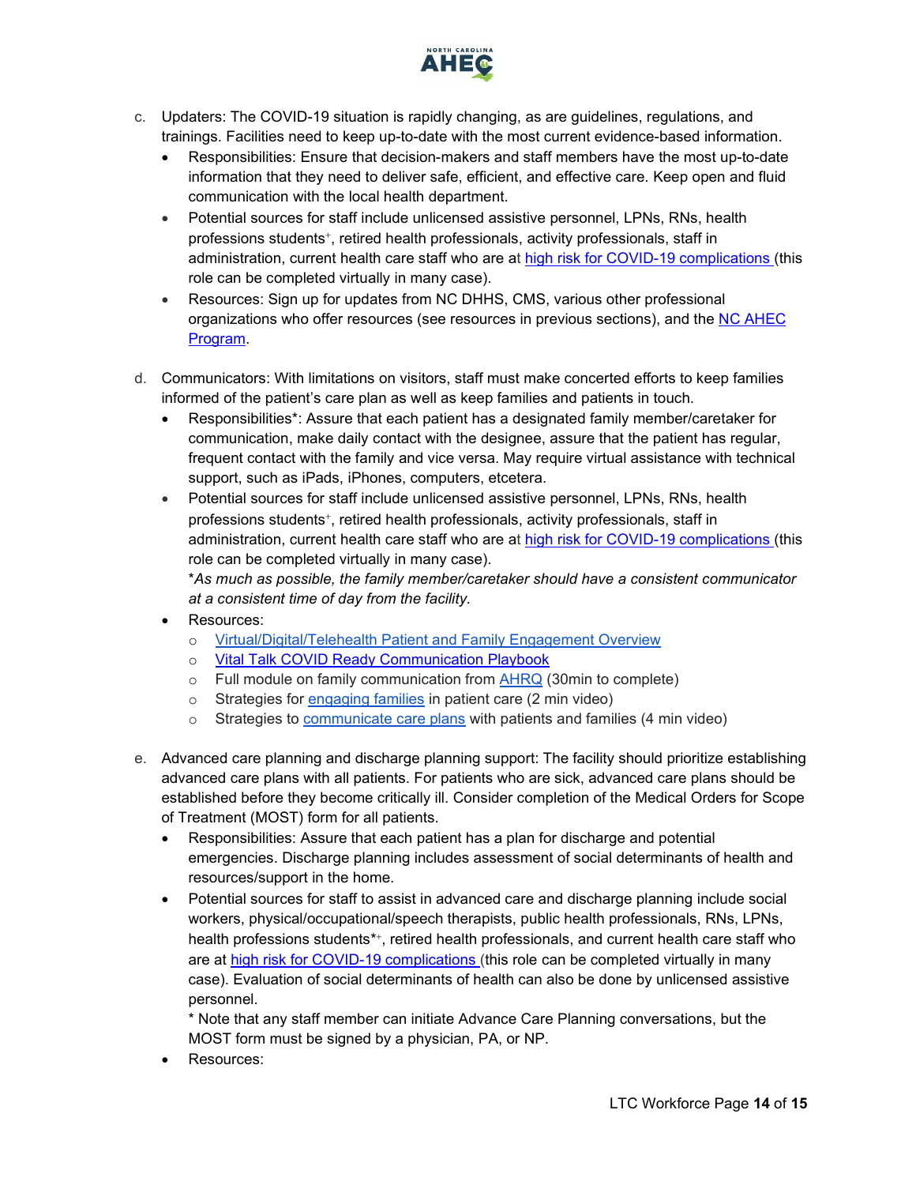c. Updaters: The COVID-19 situation is rapidly changing, as are guidelines, regulations, and trainings. Facilities need to keep up-to-date with the most current evidence-based information.
   - Responsibilities: Ensure that decision-makers and staff members have the most up-to-date information that they need to deliver safe, efficient, and effective care. Keep open and fluid communication with the local health department.
   - Potential sources for staff include unlicensed assistive personnel, LPNs, RNs, health professions students[+], retired health professionals, activity professionals, staff in administration, current health care staff who are at high risk for COVID-19 complications (this role can be completed virtually in many case).
   - Resources: Sign up for updates from NC DHHS, CMS, various other professional organizations who offer resources (see resources in previous sections), and the NC AHEC Program.

d. Communicators: With limitations on visitors, staff must make concerted efforts to keep families informed of the patient's care plan as well as keep families and patients in touch.
   - Responsibilities*: Assure that each patient has a designated family member/caretaker for communication, make daily contact with the designee, assure that the patient has regular, frequent contact with the family and vice versa. May require virtual assistance with technical support, such as iPads, iPhones, computers, etcetera.
   - Potential sources for staff include unlicensed assistive personnel, LPNs, RNs, health professions students[+], retired health professionals, activity professionals, staff in administration, current health care staff who are at high risk for COVID-19 complications (this role can be completed virtually in many case).
     **As much as possible, the family member/caretaker should have a consistent communicator at a consistent time of day from the facility.*
   - Resources:
     - Virtual/Digital/Telehealth Patient and Family Engagement Overview
     - Vital Talk COVID Ready Communication Playbook
     - Full module on family communication from AHRQ (30min to complete)
     - Strategies for engaging families in patient care (2 min video)
     - Strategies to communicate care plans with patients and families (4 min video)

e. Advanced care planning and discharge planning support: The facility should prioritize establishing advanced care plans with all patients. For patients who are sick, advanced care plans should be established before they become critically ill. Consider completion of the Medical Orders for Scope of Treatment (MOST) form for all patients.
   - Responsibilities: Assure that each patient has a plan for discharge and potential emergencies. Discharge planning includes assessment of social determinants of health and resources/support in the home.
   - Potential sources for staff to assist in advanced care and discharge planning include social workers, physical/occupational/speech therapists, public health professionals, RNs, LPNs, health professions students*[+], retired health professionals, and current health care staff who are at high risk for COVID-19 complications (this role can be completed virtually in many case). Evaluation of social determinants of health can also be done by unlicensed assistive personnel.
     * Note that any staff member can initiate Advance Care Planning conversations, but the MOST form must be signed by a physician, PA, or NP.
   - Resources: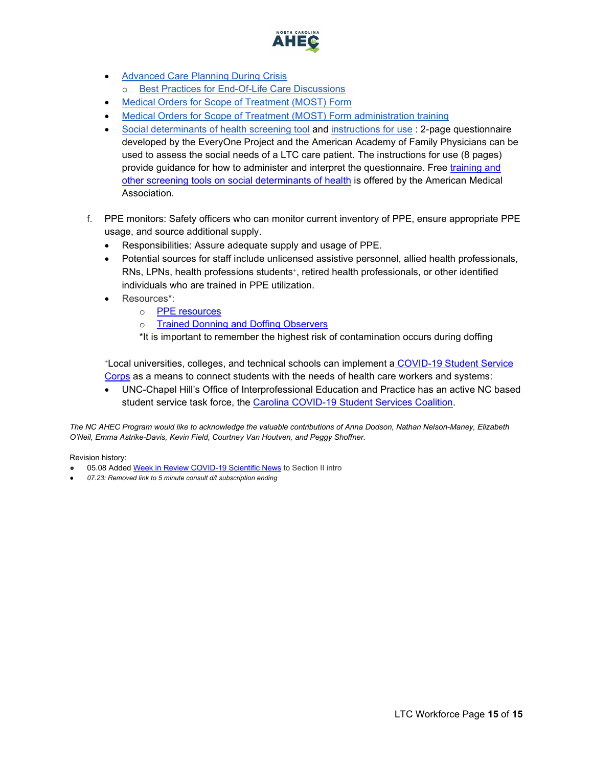- Advanced Care Planning During Crisis
  - Best Practices for End-Of-Life Care Discussions
- Medical Orders for Scope of Treatment (MOST) Form
- Medical Orders for Scope of Treatment (MOST) Form administration training
- Social determinants of health screening tool and instructions for use : 2-page questionnaire developed by the EveryOne Project and the American Academy of Family Physicians can be used to assess the social needs of a LTC care patient. The instructions for use (8 pages) provide guidance for how to administer and interpret the questionnaire. Free training and other screening tools on social determinants of health is offered by the American Medical Association.

f. PPE monitors: Safety officers who can monitor current inventory of PPE, ensure appropriate PPE usage, and source additional supply.

- Responsibilities: Assure adequate supply and usage of PPE.
- Potential sources for staff include unlicensed assistive personnel, allied health professionals, RNs, LPNs, health professions students+, retired health professionals, or other identified individuals who are trained in PPE utilization.
- Resources*:
  - PPE resources
  - Trained Donning and Doffing Observers

  *It is important to remember the highest risk of contamination occurs during doffing

+Local universities, colleges, and technical schools can implement a COVID-19 Student Service Corps as a means to connect students with the needs of health care workers and systems:

- UNC-Chapel Hill's Office of Interprofessional Education and Practice has an active NC based student service task force, the Carolina COVID-19 Student Services Coalition.

*The NC AHEC Program would like to acknowledge the valuable contributions of Anna Dodson, Nathan Nelson-Maney, Elizabeth O'Neil, Emma Astrike-Davis, Kevin Field, Courtney Van Houtven, and Peggy Shoffner.*

Revision history:

- 05.08 Added Week in Review COVID-19 Scientific News to Section II intro
- *07.23: Removed link to 5 minute consult d/t subscription ending*